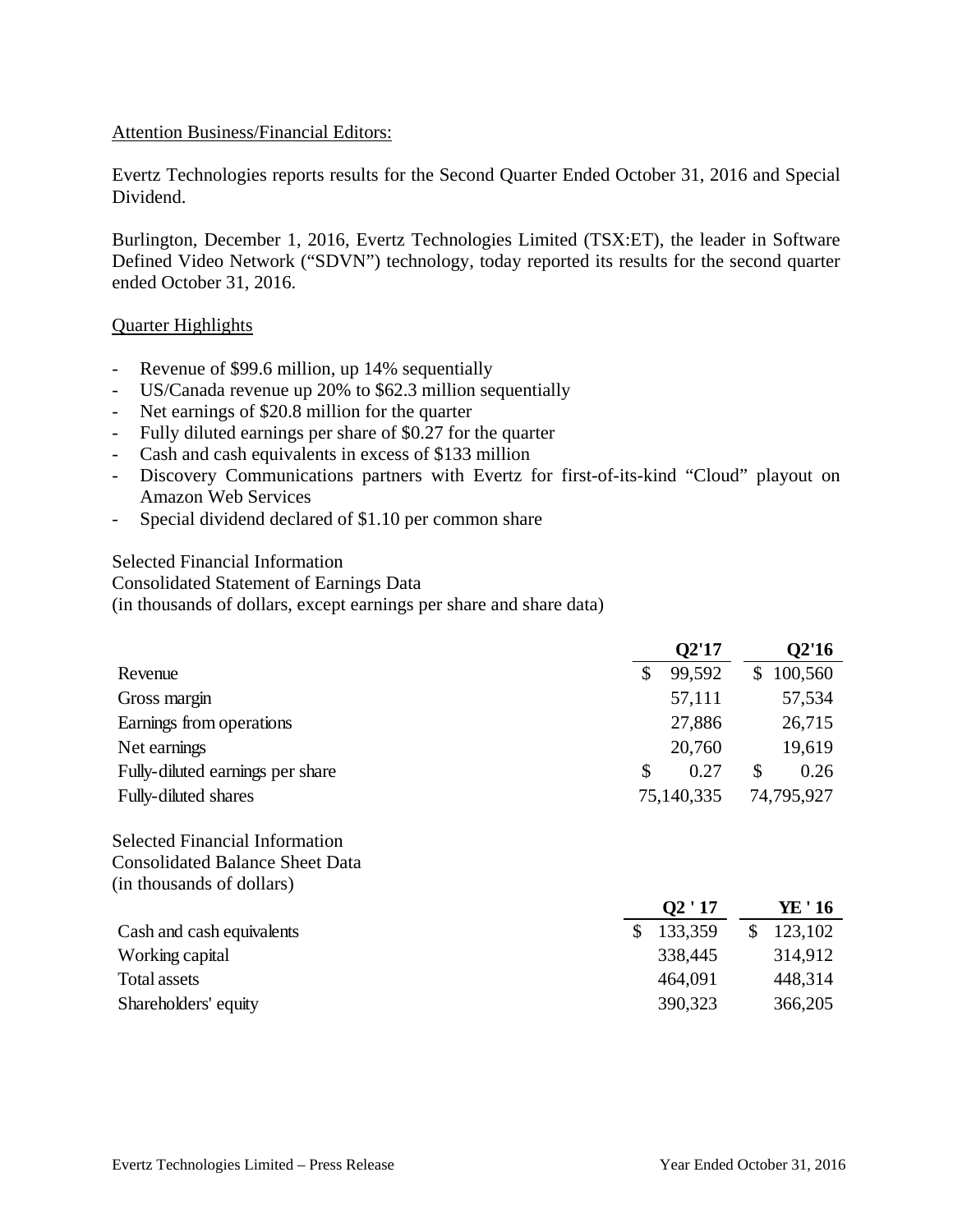Attention Business/Financial Editors:

Evertz Technologies reports results for the Second Quarter Ended October 31, 2016 and Special Dividend.

Burlington, December 1, 2016, Evertz Technologies Limited (TSX:ET), the leader in Software Defined Video Network ("SDVN") technology, today reported its results for the second quarter ended October 31, 2016.

Quarter Highlights

- Revenue of $99.6 million, up 14% sequentially
- US/Canada revenue up 20% to $62.3 million sequentially
- Net earnings of $20.8 million for the quarter
- Fully diluted earnings per share of $0.27 for the quarter
- Cash and cash equivalents in excess of $133 million
- Discovery Communications partners with Evertz for first-of-its-kind "Cloud" playout on Amazon Web Services
- Special dividend declared of $1.10 per common share

Selected Financial Information
Consolidated Statement of Earnings Data
(in thousands of dollars, except earnings per share and share data)

| | Q2'17 | Q2'16 |
|---|---|---|
| Revenue | $ 99,592 | $ 100,560 |
| Gross margin | 57,111 | 57,534 |
| Earnings from operations | 27,886 | 26,715 |
| Net earnings | 20,760 | 19,619 |
| Fully-diluted earnings per share | $ 0.27 | $ 0.26 |
| Fully-diluted shares | 75,140,335 | 74,795,927 |

Selected Financial Information
Consolidated Balance Sheet Data
(in thousands of dollars)

| | Q2 ' 17 | YE ' 16 |
|---|---|---|
| Cash and cash equivalents | $ 133,359 | $ 123,102 |
| Working capital | 338,445 | 314,912 |
| Total assets | 464,091 | 448,314 |
| Shareholders' equity | 390,323 | 366,205 |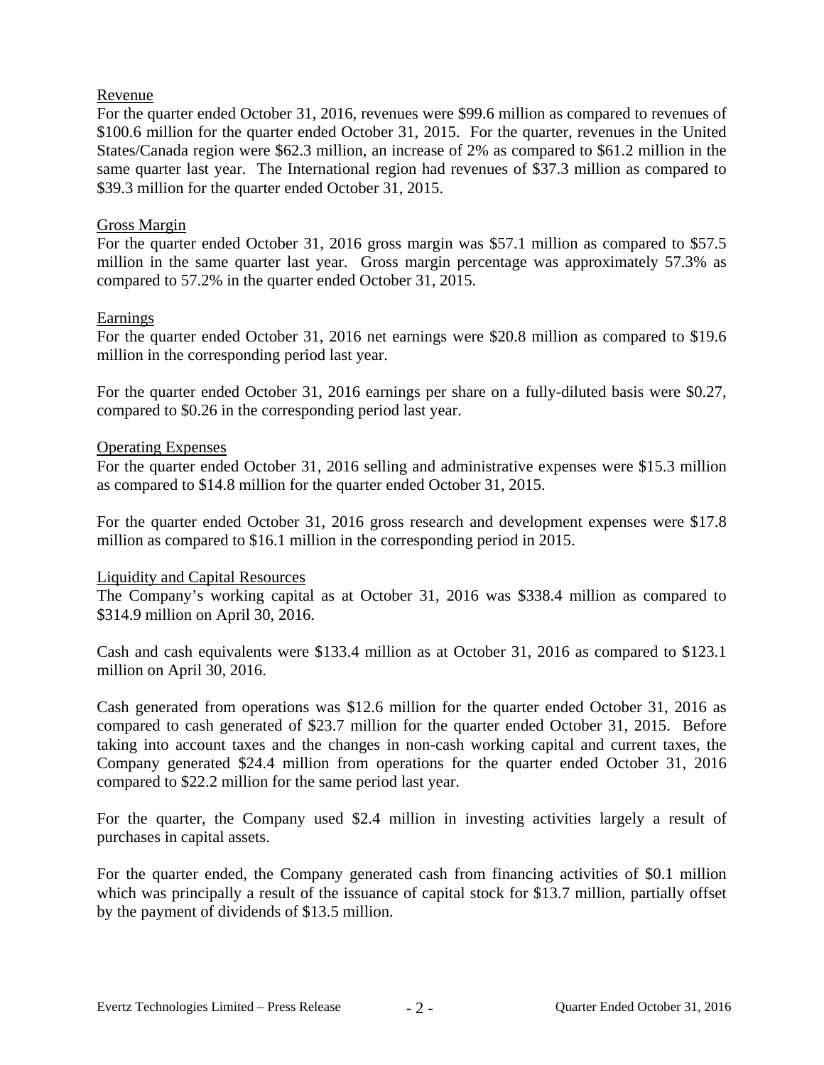## Revenue

For the quarter ended October 31, 2016, revenues were $99.6 million as compared to revenues of $100.6 million for the quarter ended October 31, 2015. For the quarter, revenues in the United States/Canada region were $62.3 million, an increase of 2% as compared to $61.2 million in the same quarter last year. The International region had revenues of $37.3 million as compared to $39.3 million for the quarter ended October 31, 2015.

## Gross Margin

For the quarter ended October 31, 2016 gross margin was $57.1 million as compared to $57.5 million in the same quarter last year. Gross margin percentage was approximately 57.3% as compared to 57.2% in the quarter ended October 31, 2015.

## Earnings

For the quarter ended October 31, 2016 net earnings were $20.8 million as compared to $19.6 million in the corresponding period last year.

For the quarter ended October 31, 2016 earnings per share on a fully-diluted basis were $0.27, compared to $0.26 in the corresponding period last year.

## Operating Expenses

For the quarter ended October 31, 2016 selling and administrative expenses were $15.3 million as compared to $14.8 million for the quarter ended October 31, 2015.

For the quarter ended October 31, 2016 gross research and development expenses were $17.8 million as compared to $16.1 million in the corresponding period in 2015.

## Liquidity and Capital Resources

The Company's working capital as at October 31, 2016 was $338.4 million as compared to $314.9 million on April 30, 2016.

Cash and cash equivalents were $133.4 million as at October 31, 2016 as compared to $123.1 million on April 30, 2016.

Cash generated from operations was $12.6 million for the quarter ended October 31, 2016 as compared to cash generated of $23.7 million for the quarter ended October 31, 2015. Before taking into account taxes and the changes in non-cash working capital and current taxes, the Company generated $24.4 million from operations for the quarter ended October 31, 2016 compared to $22.2 million for the same period last year.

For the quarter, the Company used $2.4 million in investing activities largely a result of purchases in capital assets.

For the quarter ended, the Company generated cash from financing activities of $0.1 million which was principally a result of the issuance of capital stock for $13.7 million, partially offset by the payment of dividends of $13.5 million.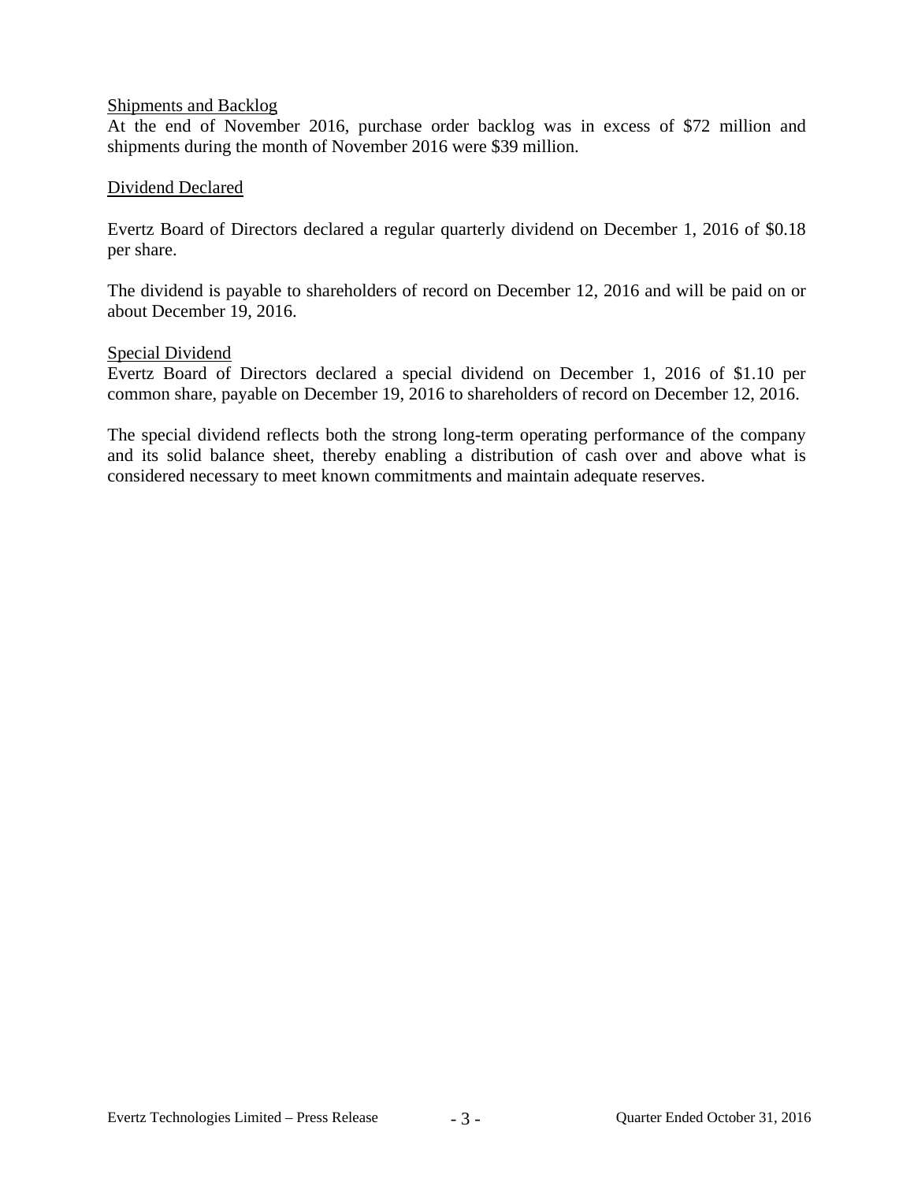## Shipments and Backlog

At the end of November 2016, purchase order backlog was in excess of $72 million and shipments during the month of November 2016 were $39 million.

## Dividend Declared

Evertz Board of Directors declared a regular quarterly dividend on December 1, 2016 of $0.18 per share.

The dividend is payable to shareholders of record on December 12, 2016 and will be paid on or about December 19, 2016.

## Special Dividend

Evertz Board of Directors declared a special dividend on December 1, 2016 of $1.10 per common share, payable on December 19, 2016 to shareholders of record on December 12, 2016.

The special dividend reflects both the strong long-term operating performance of the company and its solid balance sheet, thereby enabling a distribution of cash over and above what is considered necessary to meet known commitments and maintain adequate reserves.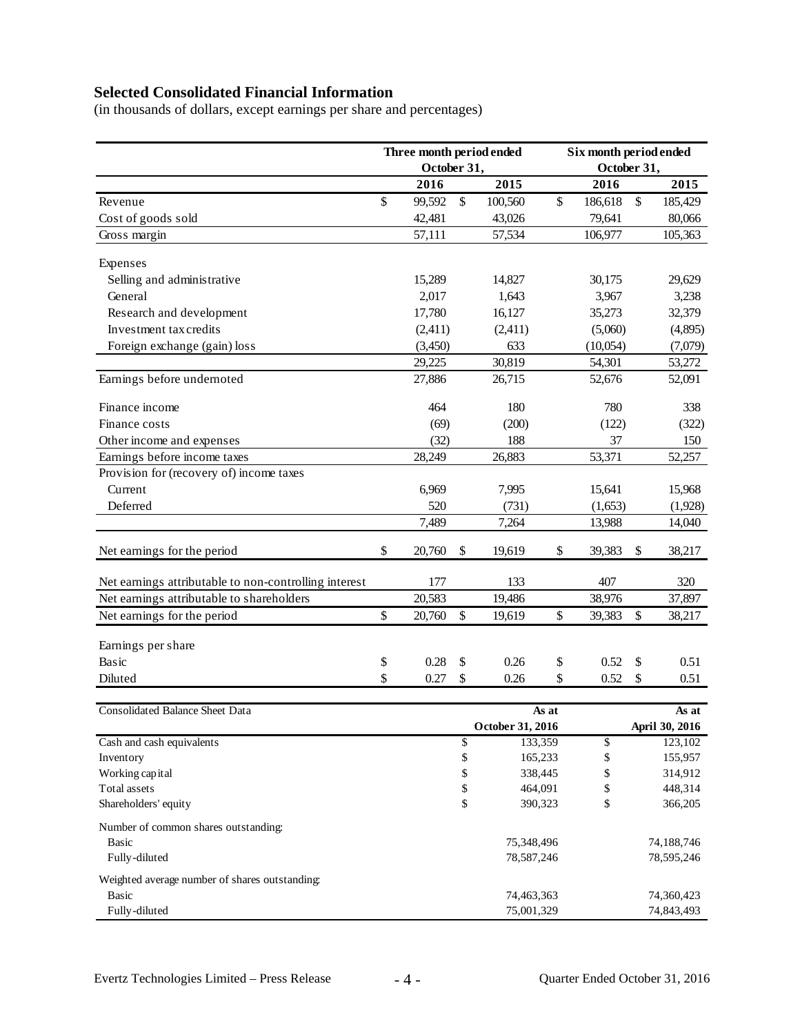## Selected Consolidated Financial Information

(in thousands of dollars, except earnings per share and percentages)

| | Three month period ended October 31, | | Six month period ended October 31, | |
|---|---|---|---|---|
| | 2016 | 2015 | 2016 | 2015 |
| Revenue | $ 99,592 | $ 100,560 | $ 186,618 | $ 185,429 |
| Cost of goods sold | 42,481 | 43,026 | 79,641 | 80,066 |
| Gross margin | 57,111 | 57,534 | 106,977 | 105,363 |
| Expenses | | | | |
| Selling and administrative | 15,289 | 14,827 | 30,175 | 29,629 |
| General | 2,017 | 1,643 | 3,967 | 3,238 |
| Research and development | 17,780 | 16,127 | 35,273 | 32,379 |
| Investment tax credits | (2,411) | (2,411) | (5,060) | (4,895) |
| Foreign exchange (gain) loss | (3,450) | 633 | (10,054) | (7,079) |
| | 29,225 | 30,819 | 54,301 | 53,272 |
| Earnings before undernoted | 27,886 | 26,715 | 52,676 | 52,091 |
| Finance income | 464 | 180 | 780 | 338 |
| Finance costs | (69) | (200) | (122) | (322) |
| Other income and expenses | (32) | 188 | 37 | 150 |
| Earnings before income taxes | 28,249 | 26,883 | 53,371 | 52,257 |
| Provision for (recovery of) income taxes | | | | |
| Current | 6,969 | 7,995 | 15,641 | 15,968 |
| Deferred | 520 | (731) | (1,653) | (1,928) |
| | 7,489 | 7,264 | 13,988 | 14,040 |
| Net earnings for the period | $ 20,760 | $ 19,619 | $ 39,383 | $ 38,217 |
| Net earnings attributable to non-controlling interest | 177 | 133 | 407 | 320 |
| Net earnings attributable to shareholders | 20,583 | 19,486 | 38,976 | 37,897 |
| Net earnings for the period | $ 20,760 | $ 19,619 | $ 39,383 | $ 38,217 |
| Earnings per share | | | | |
| Basic | $ 0.28 | $ 0.26 | $ 0.52 | $ 0.51 |
| Diluted | $ 0.27 | $ 0.26 | $ 0.52 | $ 0.51 |

| Consolidated Balance Sheet Data | As at October 31, 2016 | As at April 30, 2016 |
|---|---|---|
| Cash and cash equivalents | $ 133,359 | $ 123,102 |
| Inventory | $ 165,233 | $ 155,957 |
| Working capital | $ 338,445 | $ 314,912 |
| Total assets | $ 464,091 | $ 448,314 |
| Shareholders' equity | $ 390,323 | $ 366,205 |
| Number of common shares outstanding: | | |
| Basic | 75,348,496 | 74,188,746 |
| Fully-diluted | 78,587,246 | 78,595,246 |
| Weighted average number of shares outstanding: | | |
| Basic | 74,463,363 | 74,360,423 |
| Fully-diluted | 75,001,329 | 74,843,493 |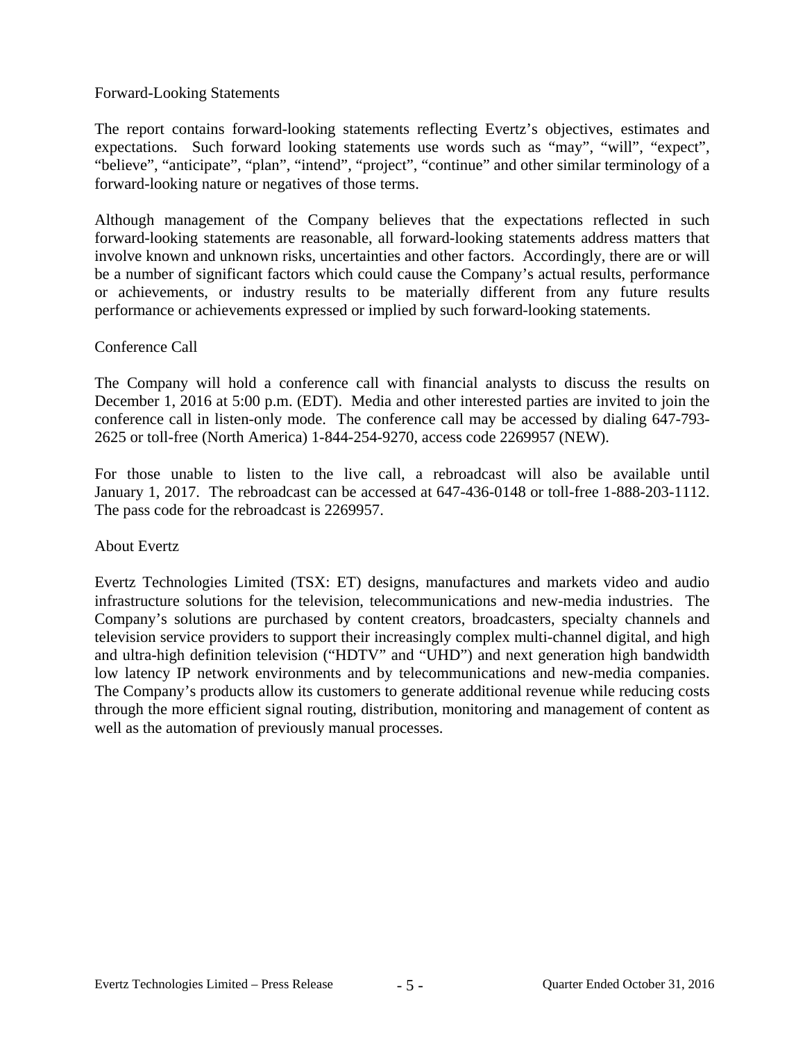## Forward-Looking Statements

The report contains forward-looking statements reflecting Evertz's objectives, estimates and expectations. Such forward looking statements use words such as "may", "will", "expect", "believe", "anticipate", "plan", "intend", "project", "continue" and other similar terminology of a forward-looking nature or negatives of those terms.

Although management of the Company believes that the expectations reflected in such forward-looking statements are reasonable, all forward-looking statements address matters that involve known and unknown risks, uncertainties and other factors. Accordingly, there are or will be a number of significant factors which could cause the Company's actual results, performance or achievements, or industry results to be materially different from any future results performance or achievements expressed or implied by such forward-looking statements.

## Conference Call

The Company will hold a conference call with financial analysts to discuss the results on December 1, 2016 at 5:00 p.m. (EDT). Media and other interested parties are invited to join the conference call in listen-only mode. The conference call may be accessed by dialing 647-793-2625 or toll-free (North America) 1-844-254-9270, access code 2269957 (NEW).

For those unable to listen to the live call, a rebroadcast will also be available until January 1, 2017. The rebroadcast can be accessed at 647-436-0148 or toll-free 1-888-203-1112. The pass code for the rebroadcast is 2269957.

## About Evertz

Evertz Technologies Limited (TSX: ET) designs, manufactures and markets video and audio infrastructure solutions for the television, telecommunications and new-media industries. The Company's solutions are purchased by content creators, broadcasters, specialty channels and television service providers to support their increasingly complex multi-channel digital, and high and ultra-high definition television ("HDTV" and "UHD") and next generation high bandwidth low latency IP network environments and by telecommunications and new-media companies. The Company's products allow its customers to generate additional revenue while reducing costs through the more efficient signal routing, distribution, monitoring and management of content as well as the automation of previously manual processes.